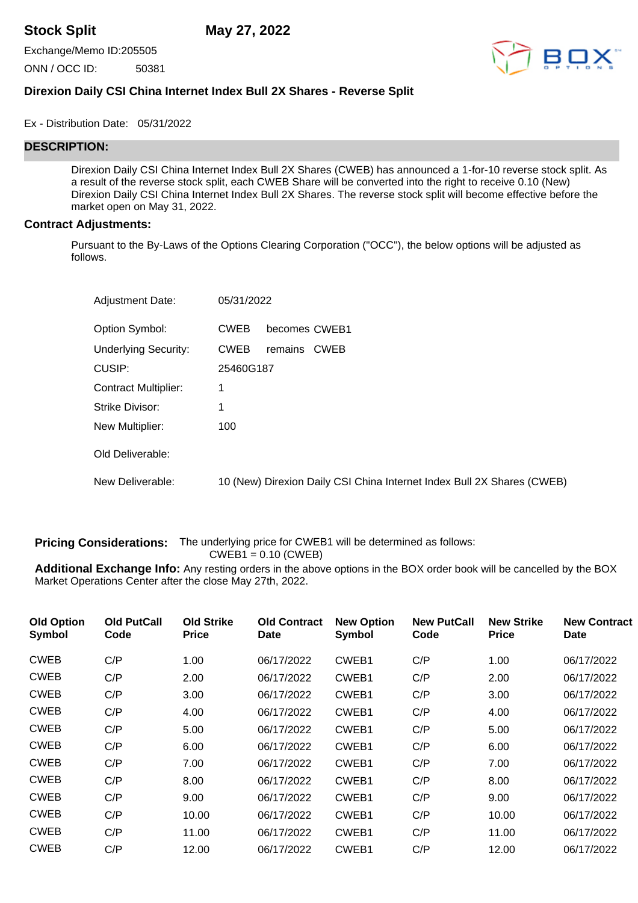# Stock Split May 27, 2022

Exchange/Memo ID:205505

ONN / OCC ID: 50381

## Direxion Daily CSI China Internet Index Bull 2X Shares - Reverse Split

Ex - Distribution Date: 05/31/2022

## DESCRIPTION:

Direxion Daily CSI China Internet Index Bull 2X Shares (CWEB) has announced a 1-for-10 reverse stock split. As a result of the reverse stock split, each CWEB Share will be converted into the right to receive 0.10 (New) Direxion Daily CSI China Internet Index Bull 2X Shares. The reverse stock split will become effective before the market open on May 31, 2022.

### Contract Adjustments:

Pursuant to the By-Laws of the Options Clearing Corporation ("OCC"), the below options will be adjusted as follows.

| | |
|---|---|
| Adjustment Date: | 05/31/2022 |
| Option Symbol: | CWEB becomes CWEB1 |
| Underlying Security: | CWEB remains CWEB |
| CUSIP: | 25460G187 |
| Contract Multiplier: | 1 |
| Strike Divisor: | 1 |
| New Multiplier: | 100 |
| Old Deliverable: | |
| New Deliverable: | 10 (New) Direxion Daily CSI China Internet Index Bull 2X Shares (CWEB) |

**Pricing Considerations:** The underlying price for CWEB1 will be determined as follows:
CWEB1 = 0.10 (CWEB)

**Additional Exchange Info:** Any resting orders in the above options in the BOX order book will be cancelled by the BOX Market Operations Center after the close May 27th, 2022.

| Old Option Symbol | Old PutCall Code | Old Strike Price | Old Contract Date | New Option Symbol | New PutCall Code | New Strike Price | New Contract Date |
|---|---|---|---|---|---|---|---|
| CWEB | C/P | 1.00 | 06/17/2022 | CWEB1 | C/P | 1.00 | 06/17/2022 |
| CWEB | C/P | 2.00 | 06/17/2022 | CWEB1 | C/P | 2.00 | 06/17/2022 |
| CWEB | C/P | 3.00 | 06/17/2022 | CWEB1 | C/P | 3.00 | 06/17/2022 |
| CWEB | C/P | 4.00 | 06/17/2022 | CWEB1 | C/P | 4.00 | 06/17/2022 |
| CWEB | C/P | 5.00 | 06/17/2022 | CWEB1 | C/P | 5.00 | 06/17/2022 |
| CWEB | C/P | 6.00 | 06/17/2022 | CWEB1 | C/P | 6.00 | 06/17/2022 |
| CWEB | C/P | 7.00 | 06/17/2022 | CWEB1 | C/P | 7.00 | 06/17/2022 |
| CWEB | C/P | 8.00 | 06/17/2022 | CWEB1 | C/P | 8.00 | 06/17/2022 |
| CWEB | C/P | 9.00 | 06/17/2022 | CWEB1 | C/P | 9.00 | 06/17/2022 |
| CWEB | C/P | 10.00 | 06/17/2022 | CWEB1 | C/P | 10.00 | 06/17/2022 |
| CWEB | C/P | 11.00 | 06/17/2022 | CWEB1 | C/P | 11.00 | 06/17/2022 |
| CWEB | C/P | 12.00 | 06/17/2022 | CWEB1 | C/P | 12.00 | 06/17/2022 |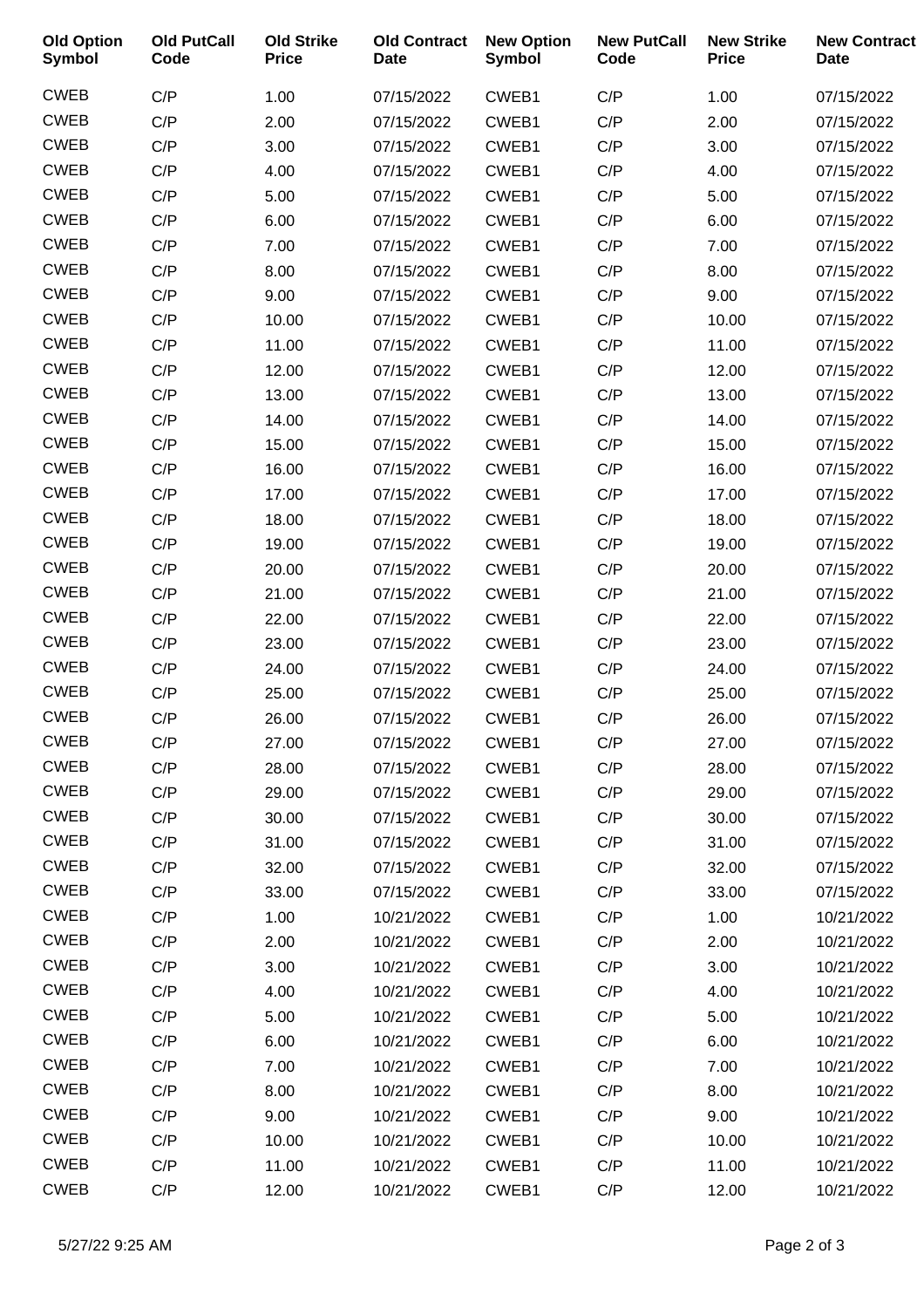| Old Option Symbol | Old PutCall Code | Old Strike Price | Old Contract Date | New Option Symbol | New PutCall Code | New Strike Price | New Contract Date |
|---|---|---|---|---|---|---|---|
| CWEB | C/P | 1.00 | 07/15/2022 | CWEB1 | C/P | 1.00 | 07/15/2022 |
| CWEB | C/P | 2.00 | 07/15/2022 | CWEB1 | C/P | 2.00 | 07/15/2022 |
| CWEB | C/P | 3.00 | 07/15/2022 | CWEB1 | C/P | 3.00 | 07/15/2022 |
| CWEB | C/P | 4.00 | 07/15/2022 | CWEB1 | C/P | 4.00 | 07/15/2022 |
| CWEB | C/P | 5.00 | 07/15/2022 | CWEB1 | C/P | 5.00 | 07/15/2022 |
| CWEB | C/P | 6.00 | 07/15/2022 | CWEB1 | C/P | 6.00 | 07/15/2022 |
| CWEB | C/P | 7.00 | 07/15/2022 | CWEB1 | C/P | 7.00 | 07/15/2022 |
| CWEB | C/P | 8.00 | 07/15/2022 | CWEB1 | C/P | 8.00 | 07/15/2022 |
| CWEB | C/P | 9.00 | 07/15/2022 | CWEB1 | C/P | 9.00 | 07/15/2022 |
| CWEB | C/P | 10.00 | 07/15/2022 | CWEB1 | C/P | 10.00 | 07/15/2022 |
| CWEB | C/P | 11.00 | 07/15/2022 | CWEB1 | C/P | 11.00 | 07/15/2022 |
| CWEB | C/P | 12.00 | 07/15/2022 | CWEB1 | C/P | 12.00 | 07/15/2022 |
| CWEB | C/P | 13.00 | 07/15/2022 | CWEB1 | C/P | 13.00 | 07/15/2022 |
| CWEB | C/P | 14.00 | 07/15/2022 | CWEB1 | C/P | 14.00 | 07/15/2022 |
| CWEB | C/P | 15.00 | 07/15/2022 | CWEB1 | C/P | 15.00 | 07/15/2022 |
| CWEB | C/P | 16.00 | 07/15/2022 | CWEB1 | C/P | 16.00 | 07/15/2022 |
| CWEB | C/P | 17.00 | 07/15/2022 | CWEB1 | C/P | 17.00 | 07/15/2022 |
| CWEB | C/P | 18.00 | 07/15/2022 | CWEB1 | C/P | 18.00 | 07/15/2022 |
| CWEB | C/P | 19.00 | 07/15/2022 | CWEB1 | C/P | 19.00 | 07/15/2022 |
| CWEB | C/P | 20.00 | 07/15/2022 | CWEB1 | C/P | 20.00 | 07/15/2022 |
| CWEB | C/P | 21.00 | 07/15/2022 | CWEB1 | C/P | 21.00 | 07/15/2022 |
| CWEB | C/P | 22.00 | 07/15/2022 | CWEB1 | C/P | 22.00 | 07/15/2022 |
| CWEB | C/P | 23.00 | 07/15/2022 | CWEB1 | C/P | 23.00 | 07/15/2022 |
| CWEB | C/P | 24.00 | 07/15/2022 | CWEB1 | C/P | 24.00 | 07/15/2022 |
| CWEB | C/P | 25.00 | 07/15/2022 | CWEB1 | C/P | 25.00 | 07/15/2022 |
| CWEB | C/P | 26.00 | 07/15/2022 | CWEB1 | C/P | 26.00 | 07/15/2022 |
| CWEB | C/P | 27.00 | 07/15/2022 | CWEB1 | C/P | 27.00 | 07/15/2022 |
| CWEB | C/P | 28.00 | 07/15/2022 | CWEB1 | C/P | 28.00 | 07/15/2022 |
| CWEB | C/P | 29.00 | 07/15/2022 | CWEB1 | C/P | 29.00 | 07/15/2022 |
| CWEB | C/P | 30.00 | 07/15/2022 | CWEB1 | C/P | 30.00 | 07/15/2022 |
| CWEB | C/P | 31.00 | 07/15/2022 | CWEB1 | C/P | 31.00 | 07/15/2022 |
| CWEB | C/P | 32.00 | 07/15/2022 | CWEB1 | C/P | 32.00 | 07/15/2022 |
| CWEB | C/P | 33.00 | 07/15/2022 | CWEB1 | C/P | 33.00 | 07/15/2022 |
| CWEB | C/P | 1.00 | 10/21/2022 | CWEB1 | C/P | 1.00 | 10/21/2022 |
| CWEB | C/P | 2.00 | 10/21/2022 | CWEB1 | C/P | 2.00 | 10/21/2022 |
| CWEB | C/P | 3.00 | 10/21/2022 | CWEB1 | C/P | 3.00 | 10/21/2022 |
| CWEB | C/P | 4.00 | 10/21/2022 | CWEB1 | C/P | 4.00 | 10/21/2022 |
| CWEB | C/P | 5.00 | 10/21/2022 | CWEB1 | C/P | 5.00 | 10/21/2022 |
| CWEB | C/P | 6.00 | 10/21/2022 | CWEB1 | C/P | 6.00 | 10/21/2022 |
| CWEB | C/P | 7.00 | 10/21/2022 | CWEB1 | C/P | 7.00 | 10/21/2022 |
| CWEB | C/P | 8.00 | 10/21/2022 | CWEB1 | C/P | 8.00 | 10/21/2022 |
| CWEB | C/P | 9.00 | 10/21/2022 | CWEB1 | C/P | 9.00 | 10/21/2022 |
| CWEB | C/P | 10.00 | 10/21/2022 | CWEB1 | C/P | 10.00 | 10/21/2022 |
| CWEB | C/P | 11.00 | 10/21/2022 | CWEB1 | C/P | 11.00 | 10/21/2022 |
| CWEB | C/P | 12.00 | 10/21/2022 | CWEB1 | C/P | 12.00 | 10/21/2022 |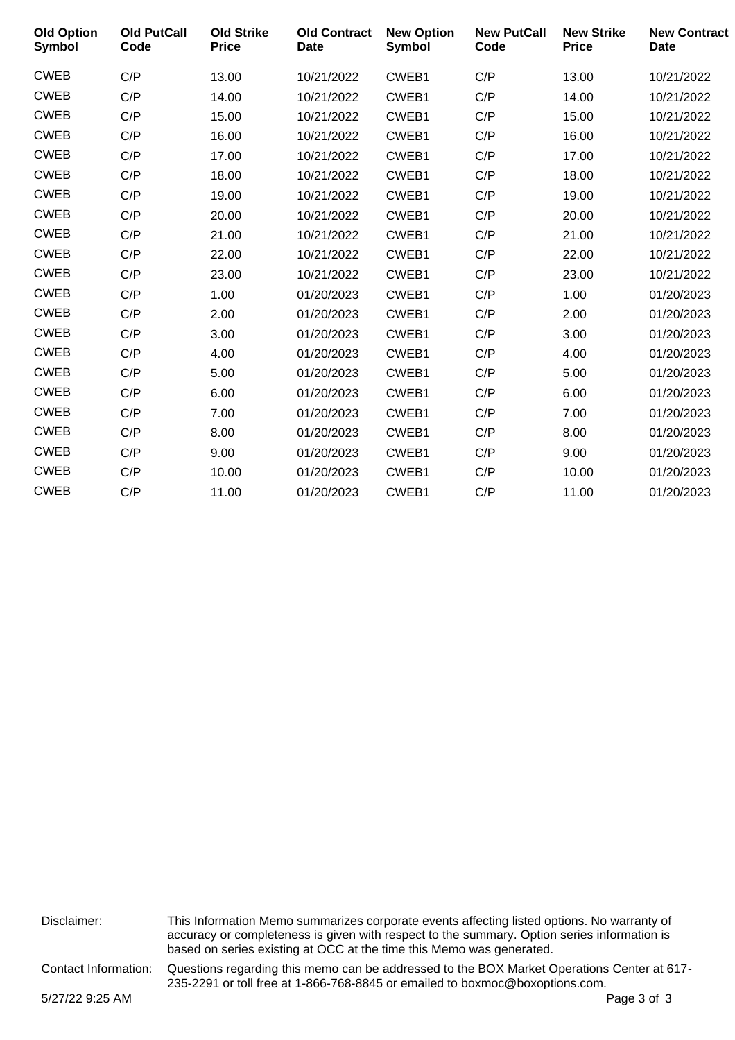| Old Option Symbol | Old PutCall Code | Old Strike Price | Old Contract Date | New Option Symbol | New PutCall Code | New Strike Price | New Contract Date |
|---|---|---|---|---|---|---|---|
| CWEB | C/P | 13.00 | 10/21/2022 | CWEB1 | C/P | 13.00 | 10/21/2022 |
| CWEB | C/P | 14.00 | 10/21/2022 | CWEB1 | C/P | 14.00 | 10/21/2022 |
| CWEB | C/P | 15.00 | 10/21/2022 | CWEB1 | C/P | 15.00 | 10/21/2022 |
| CWEB | C/P | 16.00 | 10/21/2022 | CWEB1 | C/P | 16.00 | 10/21/2022 |
| CWEB | C/P | 17.00 | 10/21/2022 | CWEB1 | C/P | 17.00 | 10/21/2022 |
| CWEB | C/P | 18.00 | 10/21/2022 | CWEB1 | C/P | 18.00 | 10/21/2022 |
| CWEB | C/P | 19.00 | 10/21/2022 | CWEB1 | C/P | 19.00 | 10/21/2022 |
| CWEB | C/P | 20.00 | 10/21/2022 | CWEB1 | C/P | 20.00 | 10/21/2022 |
| CWEB | C/P | 21.00 | 10/21/2022 | CWEB1 | C/P | 21.00 | 10/21/2022 |
| CWEB | C/P | 22.00 | 10/21/2022 | CWEB1 | C/P | 22.00 | 10/21/2022 |
| CWEB | C/P | 23.00 | 10/21/2022 | CWEB1 | C/P | 23.00 | 10/21/2022 |
| CWEB | C/P | 1.00 | 01/20/2023 | CWEB1 | C/P | 1.00 | 01/20/2023 |
| CWEB | C/P | 2.00 | 01/20/2023 | CWEB1 | C/P | 2.00 | 01/20/2023 |
| CWEB | C/P | 3.00 | 01/20/2023 | CWEB1 | C/P | 3.00 | 01/20/2023 |
| CWEB | C/P | 4.00 | 01/20/2023 | CWEB1 | C/P | 4.00 | 01/20/2023 |
| CWEB | C/P | 5.00 | 01/20/2023 | CWEB1 | C/P | 5.00 | 01/20/2023 |
| CWEB | C/P | 6.00 | 01/20/2023 | CWEB1 | C/P | 6.00 | 01/20/2023 |
| CWEB | C/P | 7.00 | 01/20/2023 | CWEB1 | C/P | 7.00 | 01/20/2023 |
| CWEB | C/P | 8.00 | 01/20/2023 | CWEB1 | C/P | 8.00 | 01/20/2023 |
| CWEB | C/P | 9.00 | 01/20/2023 | CWEB1 | C/P | 9.00 | 01/20/2023 |
| CWEB | C/P | 10.00 | 01/20/2023 | CWEB1 | C/P | 10.00 | 01/20/2023 |
| CWEB | C/P | 11.00 | 01/20/2023 | CWEB1 | C/P | 11.00 | 01/20/2023 |

Disclaimer: This Information Memo summarizes corporate events affecting listed options. No warranty of accuracy or completeness is given with respect to the summary. Option series information is based on series existing at OCC at the time this Memo was generated.

Contact Information: Questions regarding this memo can be addressed to the BOX Market Operations Center at 617-235-2291 or toll free at 1-866-768-8845 or emailed to boxmoc@boxoptions.com.

5/27/22 9:25 AM